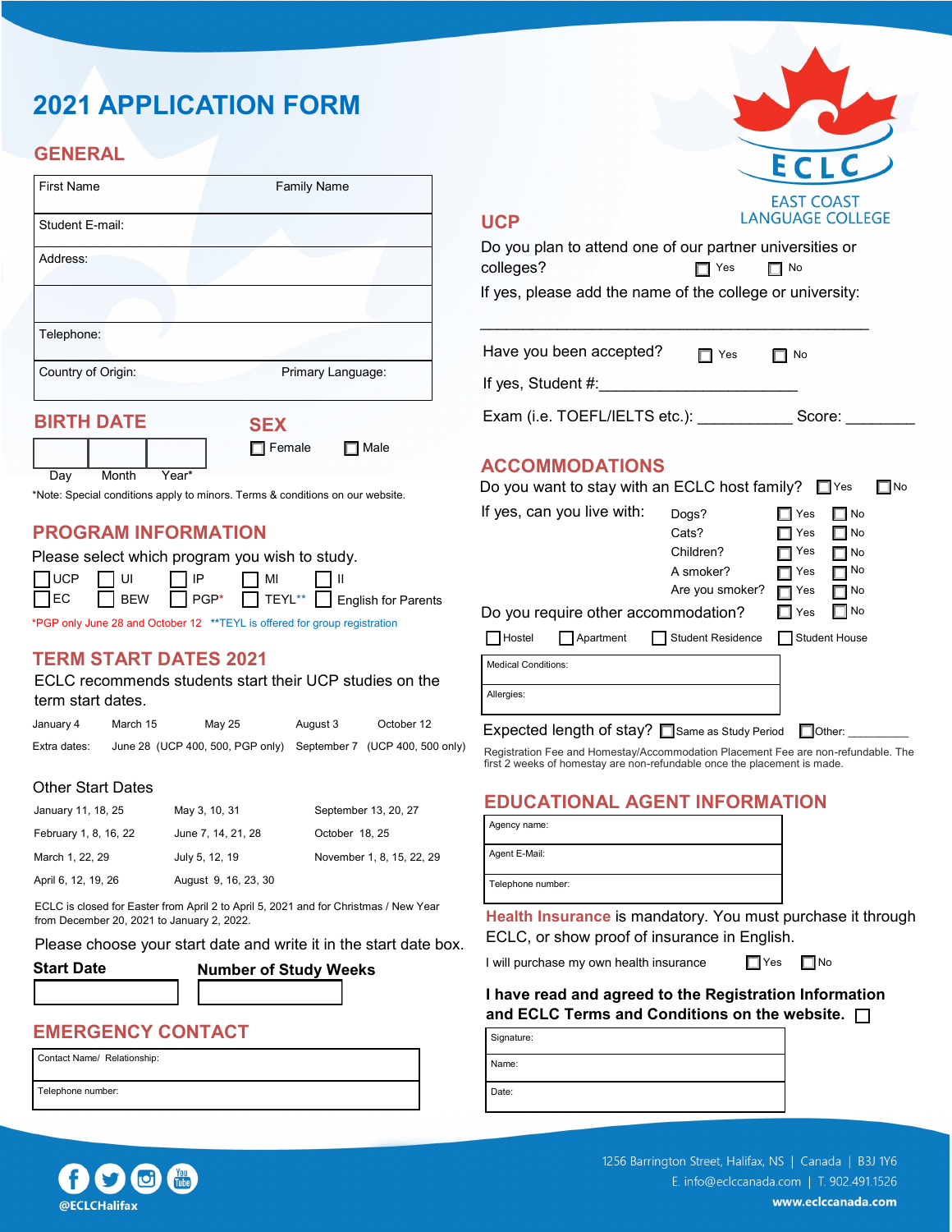# 2021 APPLICATION FORM

EAST COAST LANGUAGE COLLEGE

## GENERAL

| First Name | Family Name |
|---|---|
| Student E-mail: | |
| Address: | |
| | |
| Telephone: | |
| Country of Origin: | Primary Language: |

## BIRTH DATE

| Day | Month | Year* |
|---|---|---|
| | | |

## SEX

☐ Female ☐ Male

*Note: Special conditions apply to minors. Terms & conditions on our website.

## PROGRAM INFORMATION

Please select which program you wish to study.

☐ UCP ☐ UI ☐ IP ☐ MI ☐ II
☐ EC ☐ BEW ☐ PGP* ☐ TEYL** ☐ English for Parents

*PGP only June 28 and October 12 **TEYL is offered for group registration

## TERM START DATES 2021

ECLC recommends students start their UCP studies on the term start dates.

January 4 | March 15 | May 25 | August 3 | October 12

Extra dates: June 28 (UCP 400, 500, PGP only) September 7 (UCP 400, 500 only)

### Other Start Dates

| | | |
|---|---|---|
| January 11, 18, 25 | May 3, 10, 31 | September 13, 20, 27 |
| February 1, 8, 16, 22 | June 7, 14, 21, 28 | October 18, 25 |
| March 1, 22, 29 | July 5, 12, 19 | November 1, 8, 15, 22, 29 |
| April 6, 12, 19, 26 | August 9, 16, 23, 30 | |

ECLC is closed for Easter from April 2 to April 5, 2021 and for Christmas / New Year from December 20, 2021 to January 2, 2022.

Please choose your start date and write it in the start date box.

| Start Date | Number of Study Weeks |
|---|---|
| | |

## EMERGENCY CONTACT

| Contact Name/ Relationship: |
|---|
| Telephone number: |

## UCP

Do you plan to attend one of our partner universities or colleges? ☐ Yes ☐ No

If yes, please add the name of the college or university:

_______________________________________________

Have you been accepted? ☐ Yes ☐ No

If yes, Student #:_______________________

Exam (i.e. TOEFL/IELTS etc.): ___________ Score: ________

## ACCOMMODATIONS

Do you want to stay with an ECLC host family? ☐ Yes ☐ No

If yes, can you live with:

| | | |
|---|---|---|
| Dogs? | ☐ Yes | ☐ No |
| Cats? | ☐ Yes | ☐ No |
| Children? | ☐ Yes | ☐ No |
| A smoker? | ☐ Yes | ☐ No |
| Are you smoker? | ☐ Yes | ☐ No |

Do you require other accommodation? ☐ Yes ☐ No

☐ Hostel ☐ Apartment ☐ Student Residence ☐ Student House

| Medical Conditions: |
|---|
| Allergies: |

Expected length of stay? ☐ Same as Study Period ☐ Other: _________

Registration Fee and Homestay/Accommodation Placement Fee are non-refundable. The first 2 weeks of homestay are non-refundable once the placement is made.

## EDUCATIONAL AGENT INFORMATION

| Agency name: |
|---|
| Agent E-Mail: |
| Telephone number: |

**Health Insurance** is mandatory. You must purchase it through ECLC, or show proof of insurance in English.

I will purchase my own health insurance ☐ Yes ☐ No

**I have read and agreed to the Registration Information and ECLC Terms and Conditions on the website.** ☐

| Signature: |
|---|
| Name: |
| Date: |

@ECLCHalifax

1256 Barrington Street, Halifax, NS | Canada | B3J 1Y6
E. info@eclccanada.com | T. 902.491.1526
**www.eclccanada.com**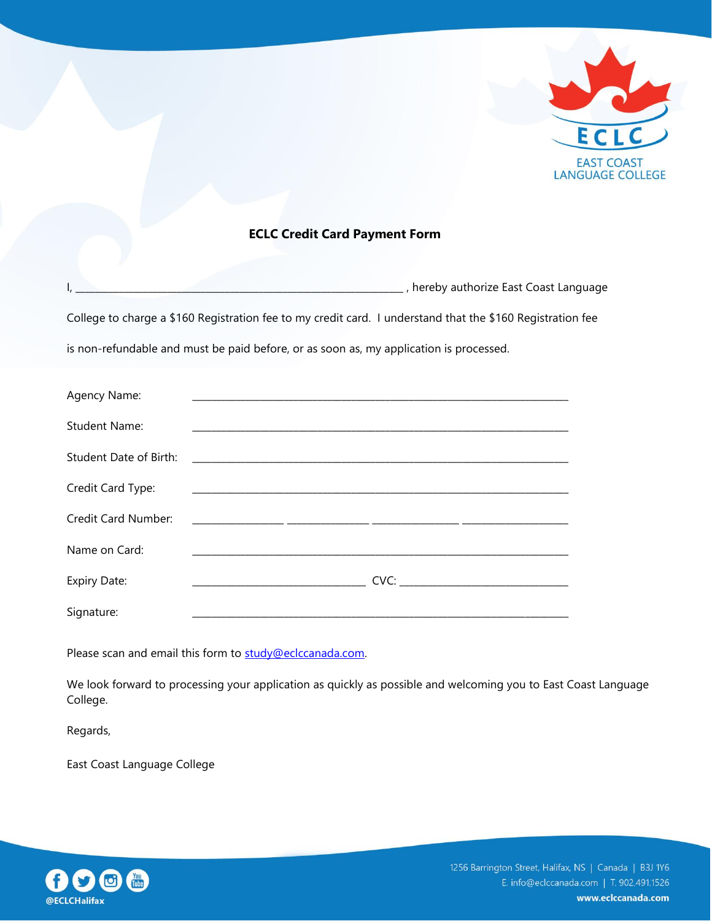EAST COAST LANGUAGE COLLEGE

# ECLC Credit Card Payment Form

I, ________________________________________________________________ , hereby authorize East Coast Language College to charge a $160 Registration fee to my credit card. I understand that the $160 Registration fee is non-refundable and must be paid before, or as soon as, my application is processed.

Agency Name: ________________________________________________________________

Student Name: ________________________________________________________________

Student Date of Birth: ________________________________________________________________

Credit Card Type: ________________________________________________________________

Credit Card Number: _______________ _______________ _______________ _______________

Name on Card: ________________________________________________________________

Expiry Date: ______________________________ CVC: ______________________________

Signature: ________________________________________________________________

Please scan and email this form to study@eclccanada.com.

We look forward to processing your application as quickly as possible and welcoming you to East Coast Language College.

Regards,

East Coast Language College

@ECLCHalifax

1256 Barrington Street, Halifax, NS | Canada | B3J 1Y6
E. info@eclccanada.com | T. 902.491.1526
www.eclccanada.com